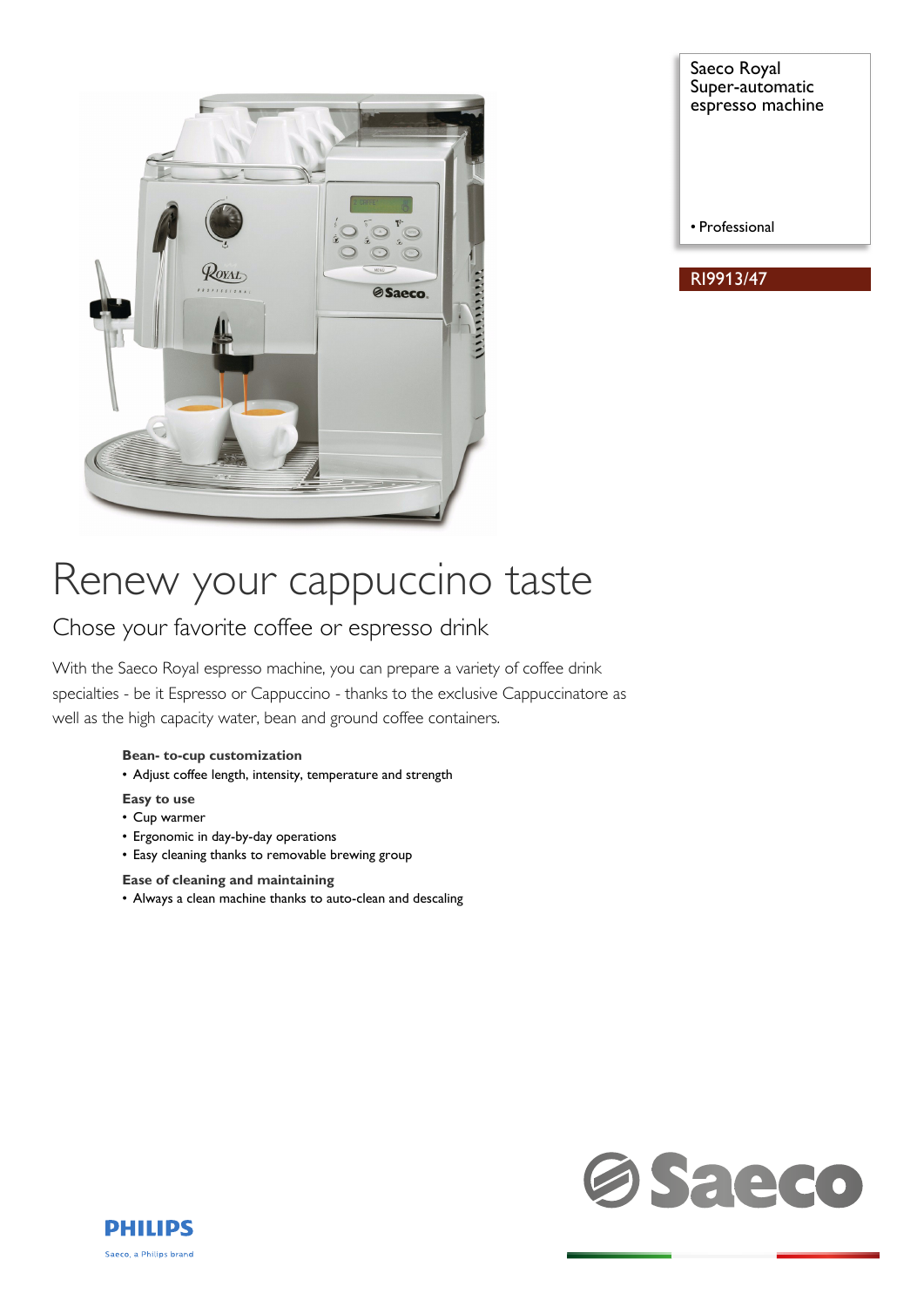Saeco Royal
Super-automatic espresso machine

• Professional

RI9913/47

# Renew your cappuccino taste

## Chose your favorite coffee or espresso drink

With the Saeco Royal espresso machine, you can prepare a variety of coffee drink specialties - be it Espresso or Cappuccino - thanks to the exclusive Cappuccinatore as well as the high capacity water, bean and ground coffee containers.

**Bean- to-cup customization**
- Adjust coffee length, intensity, temperature and strength

**Easy to use**
- Cup warmer
- Ergonomic in day-by-day operations
- Easy cleaning thanks to removable brewing group

**Ease of cleaning and maintaining**
- Always a clean machine thanks to auto-clean and descaling

PHILIPS
Saeco, a Philips brand

Saeco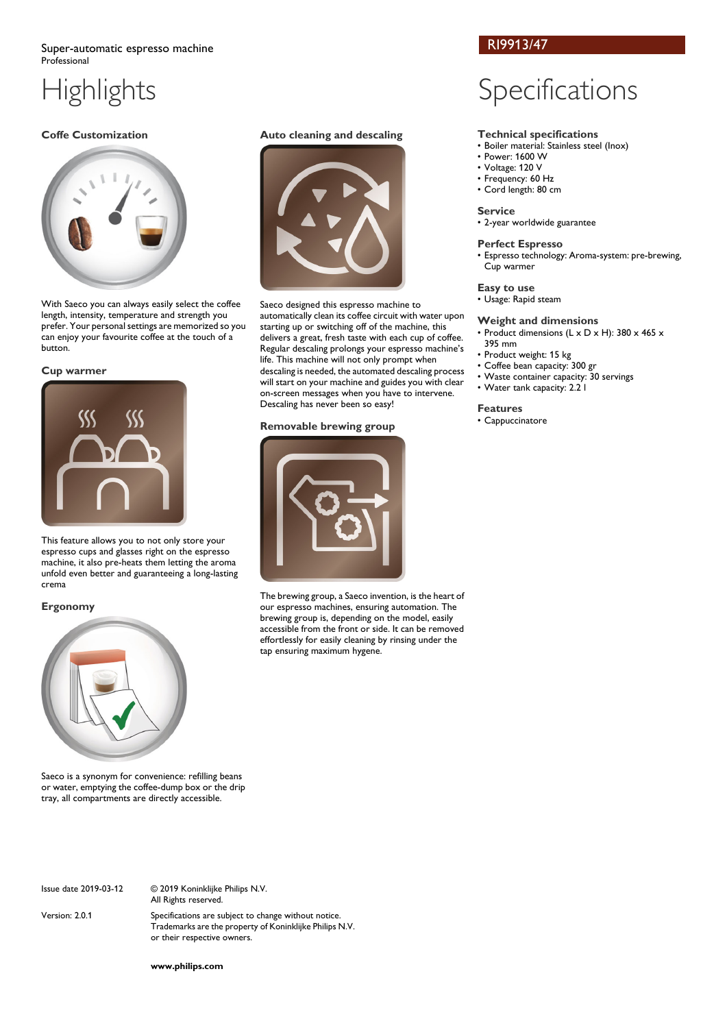Super-automatic espresso machine
Professional

RI9913/47

# Highlights

### Coffe Customization

With Saeco you can always easily select the coffee length, intensity, temperature and strength you prefer. Your personal settings are memorized so you can enjoy your favourite coffee at the touch of a button.

### Cup warmer

This feature allows you to not only store your espresso cups and glasses right on the espresso machine, it also pre-heats them letting the aroma unfold even better and guaranteeing a long-lasting crema

### Ergonomy

Saeco is a synonym for convenience: refilling beans or water, emptying the coffee-dump box or the drip tray, all compartments are directly accessible.

### Auto cleaning and descaling

Saeco designed this espresso machine to automatically clean its coffee circuit with water upon starting up or switching off of the machine, this delivers a great, fresh taste with each cup of coffee. Regular descaling prolongs your espresso machine's life. This machine will not only prompt when descaling is needed, the automated descaling process will start on your machine and guides you with clear on-screen messages when you have to intervene. Descaling has never been so easy!

### Removable brewing group

The brewing group, a Saeco invention, is the heart of our espresso machines, ensuring automation. The brewing group is, depending on the model, easily accessible from the front or side. It can be removed effortlessly for easily cleaning by rinsing under the tap ensuring maximum hygene.

# Specifications

### Technical specifications

- Boiler material: Stainless steel (Inox)
- Power: 1600 W
- Voltage: 120 V
- Frequency: 60 Hz
- Cord length: 80 cm

### Service

- 2-year worldwide guarantee

### Perfect Espresso

- Espresso technology: Aroma-system: pre-brewing, Cup warmer

### Easy to use

- Usage: Rapid steam

### Weight and dimensions

- Product dimensions (L x D x H): 380 x 465 x 395 mm
- Product weight: 15 kg
- Coffee bean capacity: 300 gr
- Waste container capacity: 30 servings
- Water tank capacity: 2.2 l

### Features

- Cappuccinatore

Issue date 2019-03-12

Version: 2.0.1

© 2019 Koninklijke Philips N.V.
All Rights reserved.

Specifications are subject to change without notice. Trademarks are the property of Koninklijke Philips N.V. or their respective owners.

**www.philips.com**